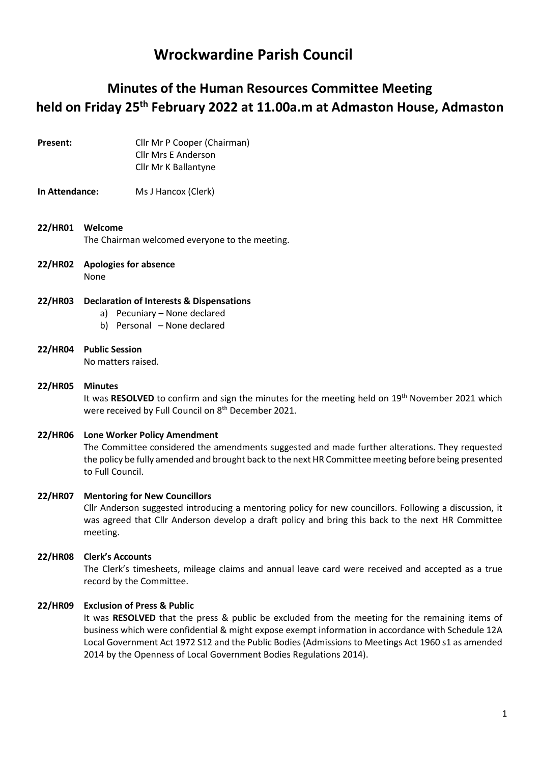# Wrockwardine Parish Council

## Minutes of the Human Resources Committee Meeting held on Friday 25th February 2022 at 11.00a.m at Admaston House, Admaston

**Present:** Cllr Mr P Cooper (Chairman)
Cllr Mrs E Anderson
Cllr Mr K Ballantyne

**In Attendance:** Ms J Hancox (Clerk)

**22/HR01 Welcome**

The Chairman welcomed everyone to the meeting.

**22/HR02 Apologies for absence**

None

**22/HR03 Declaration of Interests & Dispensations**

a) Pecuniary – None declared
b) Personal – None declared

**22/HR04 Public Session**

No matters raised.

**22/HR05 Minutes**

It was **RESOLVED** to confirm and sign the minutes for the meeting held on 19th November 2021 which were received by Full Council on 8th December 2021.

**22/HR06 Lone Worker Policy Amendment**

The Committee considered the amendments suggested and made further alterations. They requested the policy be fully amended and brought back to the next HR Committee meeting before being presented to Full Council.

**22/HR07 Mentoring for New Councillors**

Cllr Anderson suggested introducing a mentoring policy for new councillors. Following a discussion, it was agreed that Cllr Anderson develop a draft policy and bring this back to the next HR Committee meeting.

**22/HR08 Clerk's Accounts**

The Clerk's timesheets, mileage claims and annual leave card were received and accepted as a true record by the Committee.

**22/HR09 Exclusion of Press & Public**

It was **RESOLVED** that the press & public be excluded from the meeting for the remaining items of business which were confidential & might expose exempt information in accordance with Schedule 12A Local Government Act 1972 S12 and the Public Bodies (Admissions to Meetings Act 1960 s1 as amended 2014 by the Openness of Local Government Bodies Regulations 2014).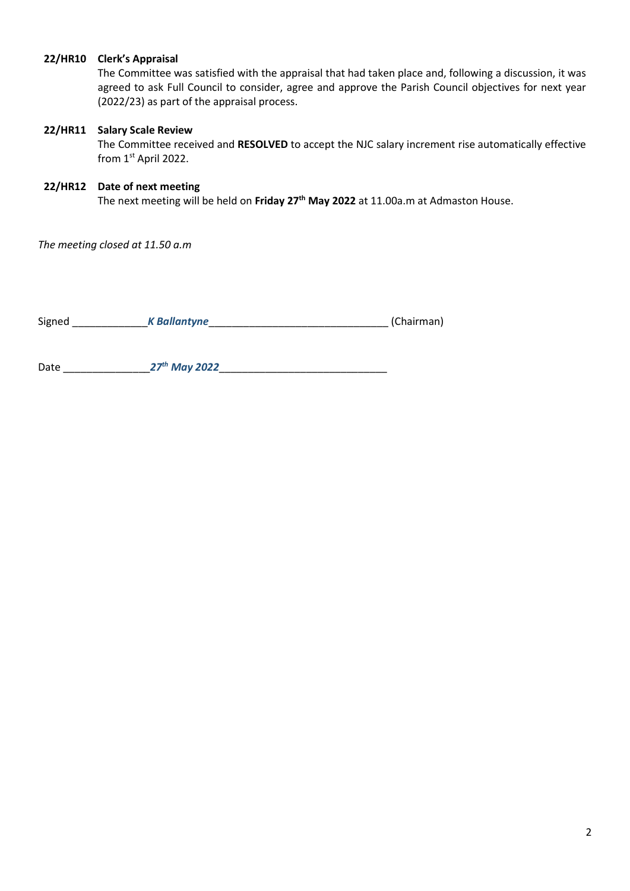**22/HR10 Clerk's Appraisal**

The Committee was satisfied with the appraisal that had taken place and, following a discussion, it was agreed to ask Full Council to consider, agree and approve the Parish Council objectives for next year (2022/23) as part of the appraisal process.

**22/HR11 Salary Scale Review**

The Committee received and **RESOLVED** to accept the NJC salary increment rise automatically effective from 1st April 2022.

**22/HR12 Date of next meeting**

The next meeting will be held on **Friday 27th May 2022** at 11.00a.m at Admaston House.

*The meeting closed at 11.50 a.m*

Signed ____________***K Ballantyne***______________________________ (Chairman)

Date ______________***27th May 2022***____________________________